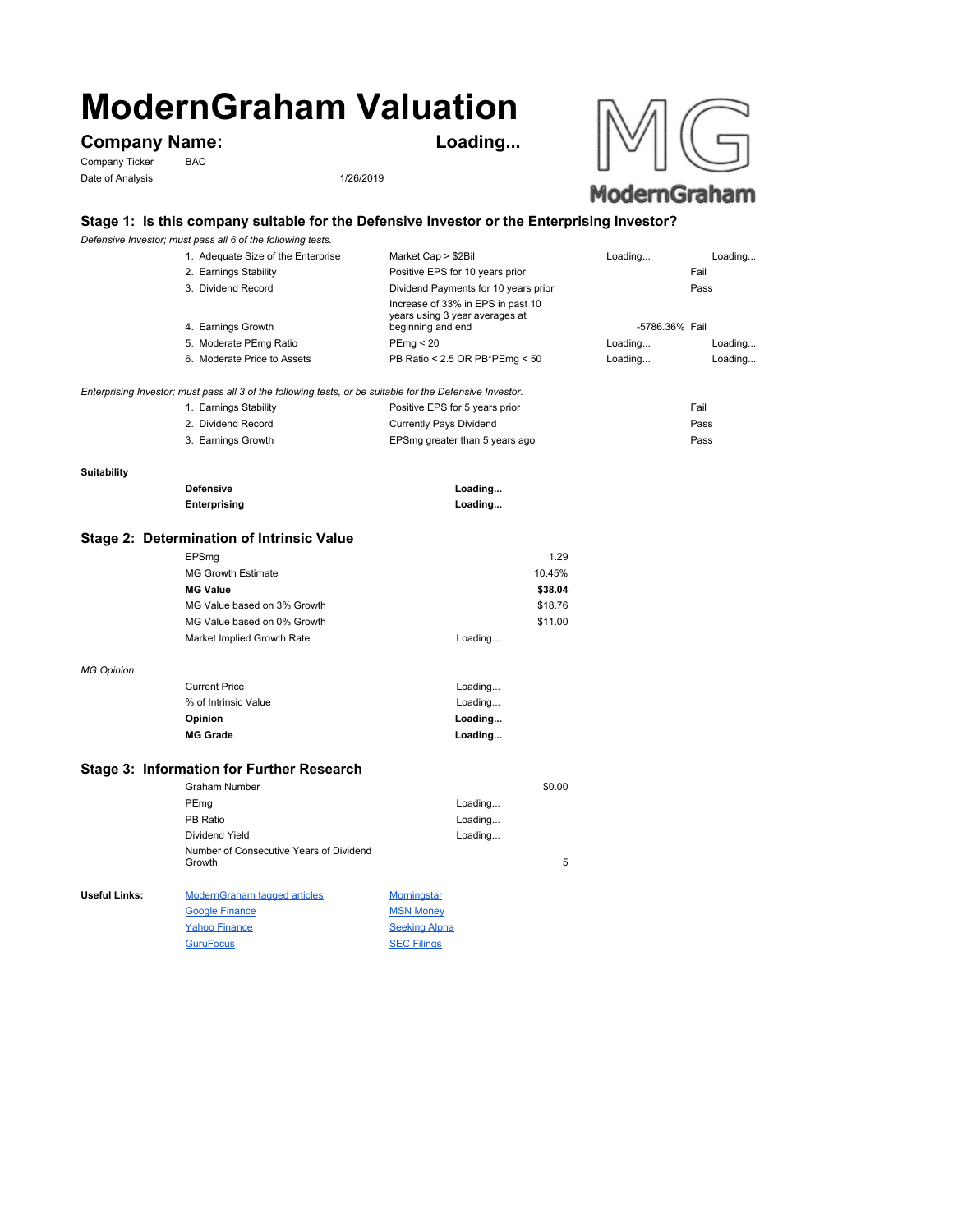# ModernGraham Valuation

## Company Name: Loading...

Company Ticker BAC

Date of Analysis 1/26/2019

### Stage 1: Is this company suitable for the Defensive Investor or the Enterprising Investor?

*Defensive Investor; must pass all 6 of the following tests.*

| Test | Criteria | Value | Result |
|---|---|---|---|
| 1. Adequate Size of the Enterprise | Market Cap > $2Bil | Loading... | Loading... |
| 2. Earnings Stability | Positive EPS for 10 years prior | | Fail |
| 3. Dividend Record | Dividend Payments for 10 years prior | | Pass |
| 4. Earnings Growth | Increase of 33% in EPS in past 10 years using 3 year averages at beginning and end | -5786.36% | Fail |
| 5. Moderate PEmg Ratio | PEmg < 20 | Loading... | Loading... |
| 6. Moderate Price to Assets | PB Ratio < 2.5 OR PB*PEmg < 50 | Loading... | Loading... |

*Enterprising Investor; must pass all 3 of the following tests, or be suitable for the Defensive Investor.*

| Test | Criteria | Result |
|---|---|---|
| 1. Earnings Stability | Positive EPS for 5 years prior | Fail |
| 2. Dividend Record | Currently Pays Dividend | Pass |
| 3. Earnings Growth | EPSmg greater than 5 years ago | Pass |

**Suitability**

| | |
|---|---|
| **Defensive** | **Loading...** |
| **Enterprising** | **Loading...** |

### Stage 2: Determination of Intrinsic Value

| | | |
|---|---|---|
| EPSmg | | 1.29 |
| MG Growth Estimate | | 10.45% |
| **MG Value** | | **$38.04** |
| MG Value based on 3% Growth | | $18.76 |
| MG Value based on 0% Growth | | $11.00 |
| Market Implied Growth Rate | Loading... | |

*MG Opinion*

| | |
|---|---|
| Current Price | Loading... |
| % of Intrinsic Value | Loading... |
| **Opinion** | **Loading...** |
| **MG Grade** | **Loading...** |

### Stage 3: Information for Further Research

| | | |
|---|---|---|
| Graham Number | | $0.00 |
| PEmg | Loading... | |
| PB Ratio | Loading... | |
| Dividend Yield | Loading... | |
| Number of Consecutive Years of Dividend Growth | | 5 |

**Useful Links:**

| | |
|---|---|
| ModernGraham tagged articles | Morningstar |
| Google Finance | MSN Money |
| Yahoo Finance | Seeking Alpha |
| GuruFocus | SEC Filings |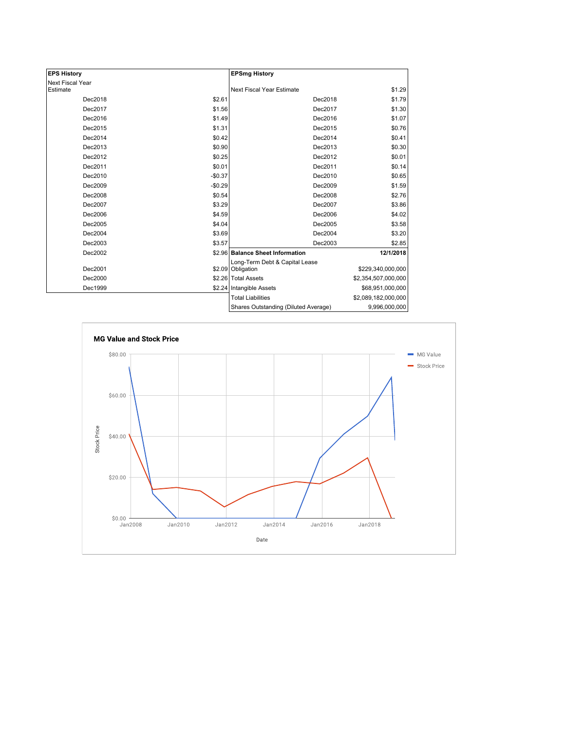| EPS History | |
|---|---|
| Next Fiscal Year Estimate | |
| Dec2018 | $2.61 |
| Dec2017 | $1.56 |
| Dec2016 | $1.49 |
| Dec2015 | $1.31 |
| Dec2014 | $0.42 |
| Dec2013 | $0.90 |
| Dec2012 | $0.25 |
| Dec2011 | $0.01 |
| Dec2010 | -$0.37 |
| Dec2009 | -$0.29 |
| Dec2008 | $0.54 |
| Dec2007 | $3.29 |
| Dec2006 | $4.59 |
| Dec2005 | $4.04 |
| Dec2004 | $3.69 |
| Dec2003 | $3.57 |
| Dec2002 | $2.96 |
| Dec2001 | $2.09 |
| Dec2000 | $2.26 |
| Dec1999 | $2.24 |

| EPSmg History | |
|---|---|
| Next Fiscal Year Estimate | $1.29 |
| Dec2018 | $1.79 |
| Dec2017 | $1.30 |
| Dec2016 | $1.07 |
| Dec2015 | $0.76 |
| Dec2014 | $0.41 |
| Dec2013 | $0.30 |
| Dec2012 | $0.01 |
| Dec2011 | $0.14 |
| Dec2010 | $0.65 |
| Dec2009 | $1.59 |
| Dec2008 | $2.76 |
| Dec2007 | $3.86 |
| Dec2006 | $4.02 |
| Dec2005 | $3.58 |
| Dec2004 | $3.20 |
| Dec2003 | $2.85 |

| Balance Sheet Information | 12/1/2018 |
|---|---|
| Long-Term Debt & Capital Lease Obligation | $229,340,000,000 |
| Total Assets | $2,354,507,000,000 |
| Intangible Assets | $68,951,000,000 |
| Total Liabilities | $2,089,182,000,000 |
| Shares Outstanding (Diluted Average) | 9,996,000,000 |

**MG Value and Stock Price**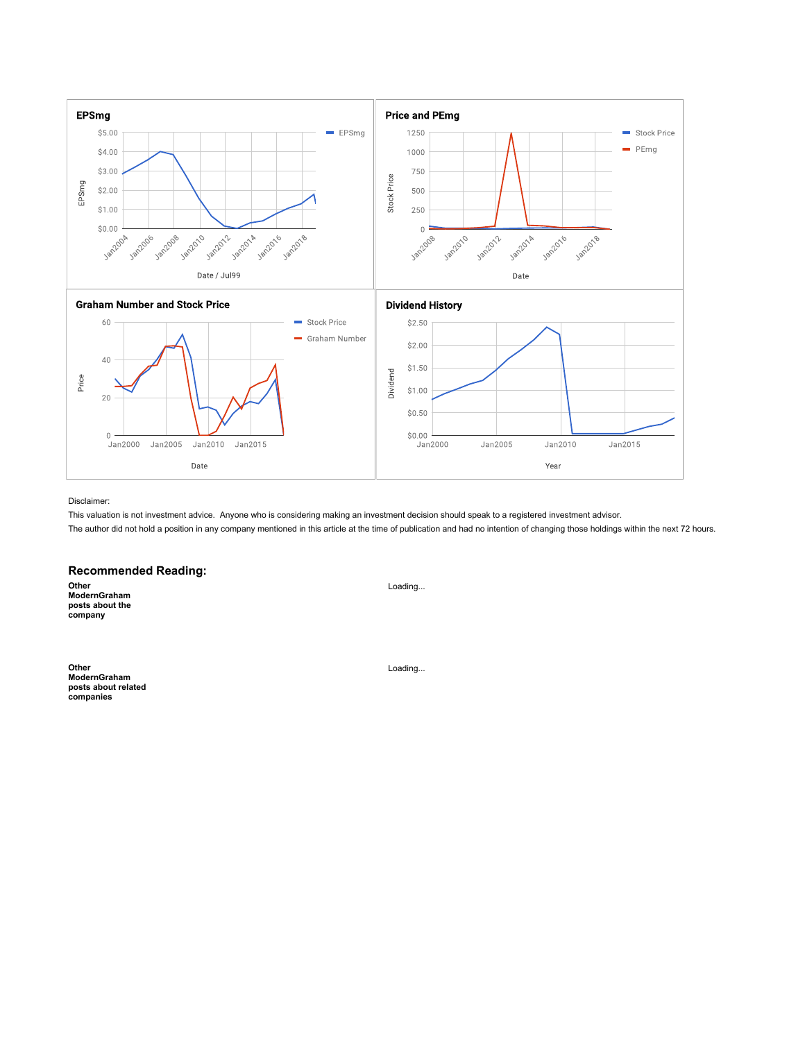EPSmg

$5.00
$4.00
$3.00
$2.00
$1.00
$0.00

EPSmg

Jan2004 Jan2006 Jan2008 Jan2010 Jan2012 Jan2014 Jan2016 Jan2018

Date / Jul99

EPSmg

Price and PEmg

1250
1000
750
500
250
0

Stock Price

Jan2008 Jan2010 Jan2012 Jan2014 Jan2016 Jan2018

Date

Stock Price
PEmg

Graham Number and Stock Price

60
40
20
0

Price

Jan2000 Jan2005 Jan2010 Jan2015

Date

Stock Price
Graham Number

Dividend History

$2.50
$2.00
$1.50
$1.00
$0.50
$0.00

Dividend

Jan2000 Jan2005 Jan2010 Jan2015

Year

Disclaimer:

This valuation is not investment advice. Anyone who is considering making an investment decision should speak to a registered investment advisor.

The author did not hold a position in any company mentioned in this article at the time of publication and had no intention of changing those holdings within the next 72 hours.

## Recommended Reading:

**Other ModernGraham posts about the company**

Loading...

**Other ModernGraham posts about related companies**

Loading...